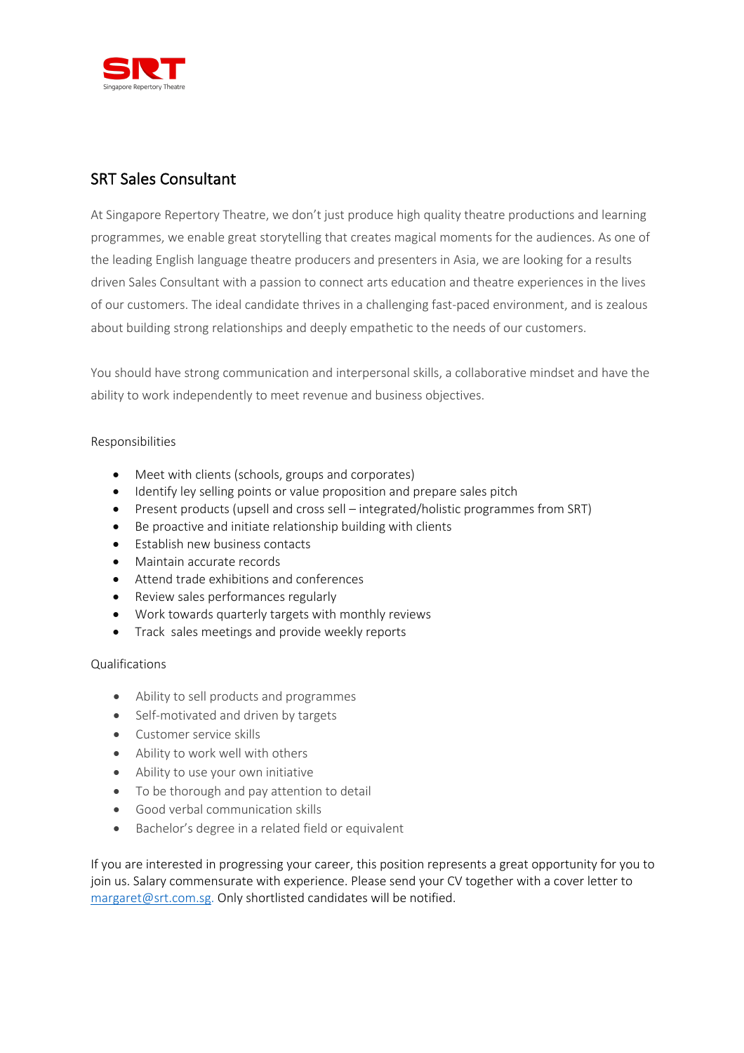SRT
Singapore Repertory Theatre

## SRT Sales Consultant

At Singapore Repertory Theatre, we don't just produce high quality theatre productions and learning programmes, we enable great storytelling that creates magical moments for the audiences. As one of the leading English language theatre producers and presenters in Asia, we are looking for a results driven Sales Consultant with a passion to connect arts education and theatre experiences in the lives of our customers. The ideal candidate thrives in a challenging fast-paced environment, and is zealous about building strong relationships and deeply empathetic to the needs of our customers.

You should have strong communication and interpersonal skills, a collaborative mindset and have the ability to work independently to meet revenue and business objectives.

Responsibilities

- Meet with clients (schools, groups and corporates)
- Identify ley selling points or value proposition and prepare sales pitch
- Present products (upsell and cross sell – integrated/holistic programmes from SRT)
- Be proactive and initiate relationship building with clients
- Establish new business contacts
- Maintain accurate records
- Attend trade exhibitions and conferences
- Review sales performances regularly
- Work towards quarterly targets with monthly reviews
- Track sales meetings and provide weekly reports

Qualifications

- Ability to sell products and programmes
- Self-motivated and driven by targets
- Customer service skills
- Ability to work well with others
- Ability to use your own initiative
- To be thorough and pay attention to detail
- Good verbal communication skills
- Bachelor's degree in a related field or equivalent

If you are interested in progressing your career, this position represents a great opportunity for you to join us. Salary commensurate with experience. Please send your CV together with a cover letter to margaret@srt.com.sg. Only shortlisted candidates will be notified.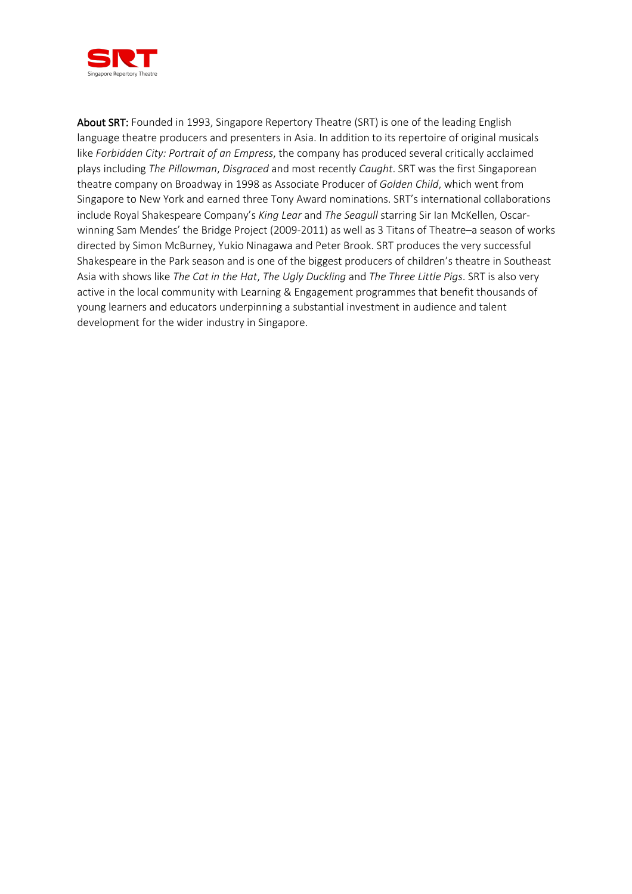**About SRT:** Founded in 1993, Singapore Repertory Theatre (SRT) is one of the leading English language theatre producers and presenters in Asia. In addition to its repertoire of original musicals like *Forbidden City: Portrait of an Empress*, the company has produced several critically acclaimed plays including *The Pillowman*, *Disgraced* and most recently *Caught*. SRT was the first Singaporean theatre company on Broadway in 1998 as Associate Producer of *Golden Child*, which went from Singapore to New York and earned three Tony Award nominations. SRT's international collaborations include Royal Shakespeare Company's *King Lear* and *The Seagull* starring Sir Ian McKellen, Oscar-winning Sam Mendes' the Bridge Project (2009-2011) as well as 3 Titans of Theatre–a season of works directed by Simon McBurney, Yukio Ninagawa and Peter Brook. SRT produces the very successful Shakespeare in the Park season and is one of the biggest producers of children's theatre in Southeast Asia with shows like *The Cat in the Hat*, *The Ugly Duckling* and *The Three Little Pigs*. SRT is also very active in the local community with Learning & Engagement programmes that benefit thousands of young learners and educators underpinning a substantial investment in audience and talent development for the wider industry in Singapore.